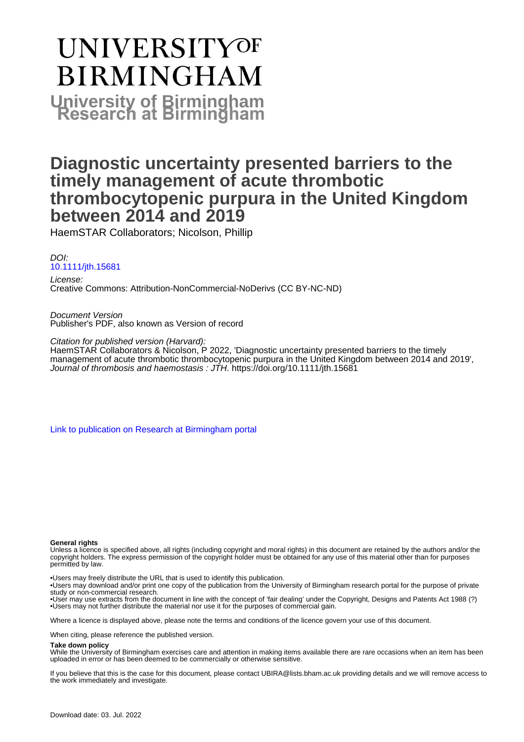# UNIVERSITY OF BIRMINGHAM

## University of Birmingham Research at Birmingham

# Diagnostic uncertainty presented barriers to the timely management of acute thrombotic thrombocytopenic purpura in the United Kingdom between 2014 and 2019

HaemSTAR Collaborators; Nicolson, Phillip

*DOI:*
[10.1111/jth.15681](https://doi.org/10.1111/jth.15681)

*License:*
Creative Commons: Attribution-NonCommercial-NoDerivs (CC BY-NC-ND)

*Document Version*
Publisher's PDF, also known as Version of record

*Citation for published version (Harvard):*
HaemSTAR Collaborators & Nicolson, P 2022, 'Diagnostic uncertainty presented barriers to the timely management of acute thrombotic thrombocytopenic purpura in the United Kingdom between 2014 and 2019', *Journal of thrombosis and haemostasis : JTH*. https://doi.org/10.1111/jth.15681

[Link to publication on Research at Birmingham portal](#)

**General rights**

Unless a licence is specified above, all rights (including copyright and moral rights) in this document are retained by the authors and/or the copyright holders. The express permission of the copyright holder must be obtained for any use of this material other than for purposes permitted by law.

- •Users may freely distribute the URL that is used to identify this publication.
- •Users may download and/or print one copy of the publication from the University of Birmingham research portal for the purpose of private study or non-commercial research.
- •User may use extracts from the document in line with the concept of 'fair dealing' under the Copyright, Designs and Patents Act 1988 (?)
- •Users may not further distribute the material nor use it for the purposes of commercial gain.

Where a licence is displayed above, please note the terms and conditions of the licence govern your use of this document.

When citing, please reference the published version.

**Take down policy**

While the University of Birmingham exercises care and attention in making items available there are rare occasions when an item has been uploaded in error or has been deemed to be commercially or otherwise sensitive.

If you believe that this is the case for this document, please contact UBIRA@lists.bham.ac.uk providing details and we will remove access to the work immediately and investigate.

Download date: 03. Jul. 2022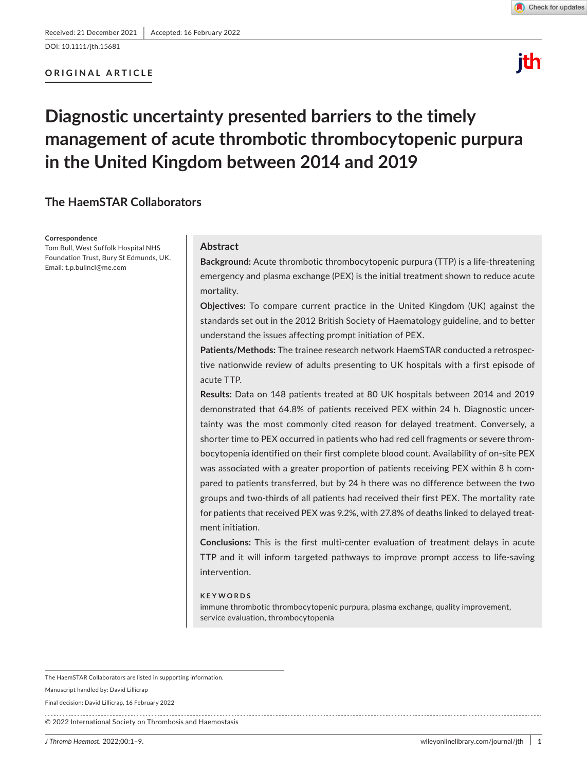Received: 21 December 2021 | Accepted: 16 February 2022

DOI: 10.1111/jth.15681

**ORIGINAL ARTICLE**

# Diagnostic uncertainty presented barriers to the timely management of acute thrombotic thrombocytopenic purpura in the United Kingdom between 2014 and 2019

## The HaemSTAR Collaborators

**Correspondence**
Tom Bull, West Suffolk Hospital NHS Foundation Trust, Bury St Edmunds, UK.
Email: t.p.bullncl@me.com

## Abstract

**Background:** Acute thrombotic thrombocytopenic purpura (TTP) is a life-threatening emergency and plasma exchange (PEX) is the initial treatment shown to reduce acute mortality.

**Objectives:** To compare current practice in the United Kingdom (UK) against the standards set out in the 2012 British Society of Haematology guideline, and to better understand the issues affecting prompt initiation of PEX.

**Patients/Methods:** The trainee research network HaemSTAR conducted a retrospective nationwide review of adults presenting to UK hospitals with a first episode of acute TTP.

**Results:** Data on 148 patients treated at 80 UK hospitals between 2014 and 2019 demonstrated that 64.8% of patients received PEX within 24 h. Diagnostic uncertainty was the most commonly cited reason for delayed treatment. Conversely, a shorter time to PEX occurred in patients who had red cell fragments or severe thrombocytopenia identified on their first complete blood count. Availability of on-site PEX was associated with a greater proportion of patients receiving PEX within 8 h compared to patients transferred, but by 24 h there was no difference between the two groups and two-thirds of all patients had received their first PEX. The mortality rate for patients that received PEX was 9.2%, with 27.8% of deaths linked to delayed treatment initiation.

**Conclusions:** This is the first multi-center evaluation of treatment delays in acute TTP and it will inform targeted pathways to improve prompt access to life-saving intervention.

**KEYWORDS**
immune thrombotic thrombocytopenic purpura, plasma exchange, quality improvement, service evaluation, thrombocytopenia

The HaemSTAR Collaborators are listed in supporting information.

Manuscript handled by: David Lillicrap

Final decision: David Lillicrap, 16 February 2022

© 2022 International Society on Thrombosis and Haemostasis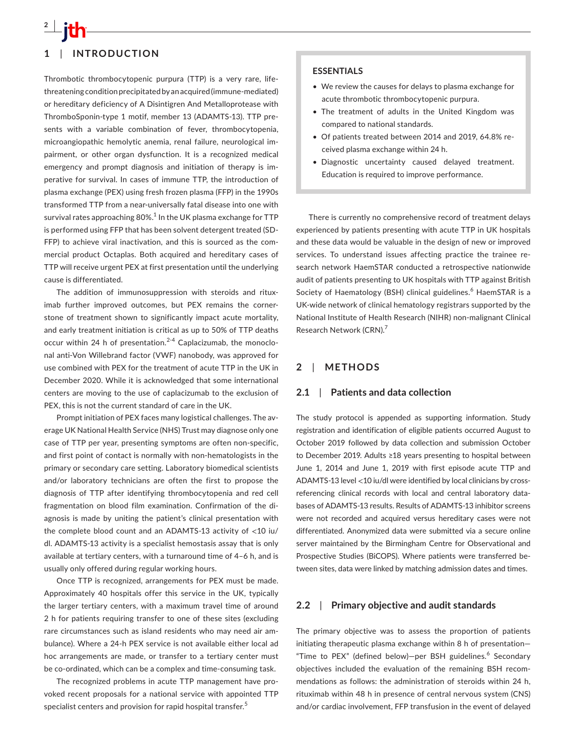## 1 | INTRODUCTION

Thrombotic thrombocytopenic purpura (TTP) is a very rare, life-threatening condition precipitated by an acquired (immune-mediated) or hereditary deficiency of A Disintigren And Metalloprotease with ThromboSponin-type 1 motif, member 13 (ADAMTS-13). TTP presents with a variable combination of fever, thrombocytopenia, microangiopathic hemolytic anemia, renal failure, neurological impairment, or other organ dysfunction. It is a recognized medical emergency and prompt diagnosis and initiation of therapy is imperative for survival. In cases of immune TTP, the introduction of plasma exchange (PEX) using fresh frozen plasma (FFP) in the 1990s transformed TTP from a near-universally fatal disease into one with survival rates approaching 80%.[1] In the UK plasma exchange for TTP is performed using FFP that has been solvent detergent treated (SD-FFP) to achieve viral inactivation, and this is sourced as the commercial product Octaplas. Both acquired and hereditary cases of TTP will receive urgent PEX at first presentation until the underlying cause is differentiated.

The addition of immunosuppression with steroids and rituximab further improved outcomes, but PEX remains the cornerstone of treatment shown to significantly impact acute mortality, and early treatment initiation is critical as up to 50% of TTP deaths occur within 24 h of presentation.[2-4] Caplacizumab, the monoclonal anti-Von Willebrand factor (VWF) nanobody, was approved for use combined with PEX for the treatment of acute TTP in the UK in December 2020. While it is acknowledged that some international centers are moving to the use of caplacizumab to the exclusion of PEX, this is not the current standard of care in the UK.

Prompt initiation of PEX faces many logistical challenges. The average UK National Health Service (NHS) Trust may diagnose only one case of TTP per year, presenting symptoms are often non-specific, and first point of contact is normally with non-hematologists in the primary or secondary care setting. Laboratory biomedical scientists and/or laboratory technicians are often the first to propose the diagnosis of TTP after identifying thrombocytopenia and red cell fragmentation on blood film examination. Confirmation of the diagnosis is made by uniting the patient's clinical presentation with the complete blood count and an ADAMTS-13 activity of <10 iu/dl. ADAMTS-13 activity is a specialist hemostasis assay that is only available at tertiary centers, with a turnaround time of 4–6 h, and is usually only offered during regular working hours.

Once TTP is recognized, arrangements for PEX must be made. Approximately 40 hospitals offer this service in the UK, typically the larger tertiary centers, with a maximum travel time of around 2 h for patients requiring transfer to one of these sites (excluding rare circumstances such as island residents who may need air ambulance). Where a 24-h PEX service is not available either local ad hoc arrangements are made, or transfer to a tertiary center must be co-ordinated, which can be a complex and time-consuming task.

The recognized problems in acute TTP management have provoked recent proposals for a national service with appointed TTP specialist centers and provision for rapid hospital transfer.[5]

> **ESSENTIALS**
>
> - We review the causes for delays to plasma exchange for acute thrombotic thrombocytopenic purpura.
> - The treatment of adults in the United Kingdom was compared to national standards.
> - Of patients treated between 2014 and 2019, 64.8% received plasma exchange within 24 h.
> - Diagnostic uncertainty caused delayed treatment. Education is required to improve performance.

There is currently no comprehensive record of treatment delays experienced by patients presenting with acute TTP in UK hospitals and these data would be valuable in the design of new or improved services. To understand issues affecting practice the trainee research network HaemSTAR conducted a retrospective nationwide audit of patients presenting to UK hospitals with TTP against British Society of Haematology (BSH) clinical guidelines.[6] HaemSTAR is a UK-wide network of clinical hematology registrars supported by the National Institute of Health Research (NIHR) non-malignant Clinical Research Network (CRN).[7]

## 2 | METHODS

### 2.1 | Patients and data collection

The study protocol is appended as supporting information. Study registration and identification of eligible patients occurred August to October 2019 followed by data collection and submission October to December 2019. Adults ≥18 years presenting to hospital between June 1, 2014 and June 1, 2019 with first episode acute TTP and ADAMTS-13 level <10 iu/dl were identified by local clinicians by cross-referencing clinical records with local and central laboratory databases of ADAMTS-13 results. Results of ADAMTS-13 inhibitor screens were not recorded and acquired versus hereditary cases were not differentiated. Anonymized data were submitted via a secure online server maintained by the Birmingham Centre for Observational and Prospective Studies (BiCOPS). Where patients were transferred between sites, data were linked by matching admission dates and times.

### 2.2 | Primary objective and audit standards

The primary objective was to assess the proportion of patients initiating therapeutic plasma exchange within 8 h of presentation—"Time to PEX" (defined below)—per BSH guidelines.[6] Secondary objectives included the evaluation of the remaining BSH recommendations as follows: the administration of steroids within 24 h, rituximab within 48 h in presence of central nervous system (CNS) and/or cardiac involvement, FFP transfusion in the event of delayed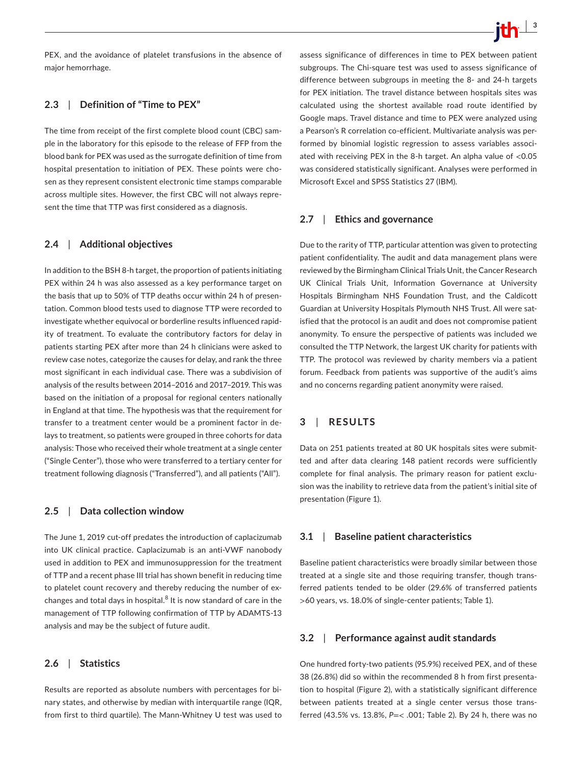PEX, and the avoidance of platelet transfusions in the absence of major hemorrhage.

### 2.3 | Definition of "Time to PEX"

The time from receipt of the first complete blood count (CBC) sample in the laboratory for this episode to the release of FFP from the blood bank for PEX was used as the surrogate definition of time from hospital presentation to initiation of PEX. These points were chosen as they represent consistent electronic time stamps comparable across multiple sites. However, the first CBC will not always represent the time that TTP was first considered as a diagnosis.

### 2.4 | Additional objectives

In addition to the BSH 8-h target, the proportion of patients initiating PEX within 24 h was also assessed as a key performance target on the basis that up to 50% of TTP deaths occur within 24 h of presentation. Common blood tests used to diagnose TTP were recorded to investigate whether equivocal or borderline results influenced rapidity of treatment. To evaluate the contributory factors for delay in patients starting PEX after more than 24 h clinicians were asked to review case notes, categorize the causes for delay, and rank the three most significant in each individual case. There was a subdivision of analysis of the results between 2014–2016 and 2017–2019. This was based on the initiation of a proposal for regional centers nationally in England at that time. The hypothesis was that the requirement for transfer to a treatment center would be a prominent factor in delays to treatment, so patients were grouped in three cohorts for data analysis: Those who received their whole treatment at a single center ("Single Center"), those who were transferred to a tertiary center for treatment following diagnosis ("Transferred"), and all patients ("All").

### 2.5 | Data collection window

The June 1, 2019 cut-off predates the introduction of caplacizumab into UK clinical practice. Caplacizumab is an anti-VWF nanobody used in addition to PEX and immunosuppression for the treatment of TTP and a recent phase III trial has shown benefit in reducing time to platelet count recovery and thereby reducing the number of exchanges and total days in hospital.[8] It is now standard of care in the management of TTP following confirmation of TTP by ADAMTS-13 analysis and may be the subject of future audit.

### 2.6 | Statistics

Results are reported as absolute numbers with percentages for binary states, and otherwise by median with interquartile range (IQR, from first to third quartile). The Mann-Whitney U test was used to assess significance of differences in time to PEX between patient subgroups. The Chi-square test was used to assess significance of difference between subgroups in meeting the 8- and 24-h targets for PEX initiation. The travel distance between hospitals sites was calculated using the shortest available road route identified by Google maps. Travel distance and time to PEX were analyzed using a Pearson's R correlation co-efficient. Multivariate analysis was performed by binomial logistic regression to assess variables associated with receiving PEX in the 8-h target. An alpha value of <0.05 was considered statistically significant. Analyses were performed in Microsoft Excel and SPSS Statistics 27 (IBM).

### 2.7 | Ethics and governance

Due to the rarity of TTP, particular attention was given to protecting patient confidentiality. The audit and data management plans were reviewed by the Birmingham Clinical Trials Unit, the Cancer Research UK Clinical Trials Unit, Information Governance at University Hospitals Birmingham NHS Foundation Trust, and the Caldicott Guardian at University Hospitals Plymouth NHS Trust. All were satisfied that the protocol is an audit and does not compromise patient anonymity. To ensure the perspective of patients was included we consulted the TTP Network, the largest UK charity for patients with TTP. The protocol was reviewed by charity members via a patient forum. Feedback from patients was supportive of the audit's aims and no concerns regarding patient anonymity were raised.

## 3 | RESULTS

Data on 251 patients treated at 80 UK hospitals sites were submitted and after data clearing 148 patient records were sufficiently complete for final analysis. The primary reason for patient exclusion was the inability to retrieve data from the patient's initial site of presentation (Figure 1).

### 3.1 | Baseline patient characteristics

Baseline patient characteristics were broadly similar between those treated at a single site and those requiring transfer, though transferred patients tended to be older (29.6% of transferred patients >60 years, vs. 18.0% of single-center patients; Table 1).

### 3.2 | Performance against audit standards

One hundred forty-two patients (95.9%) received PEX, and of these 38 (26.8%) did so within the recommended 8 h from first presentation to hospital (Figure 2), with a statistically significant difference between patients treated at a single center versus those transferred (43.5% vs. 13.8%, *P*=< .001; Table 2). By 24 h, there was no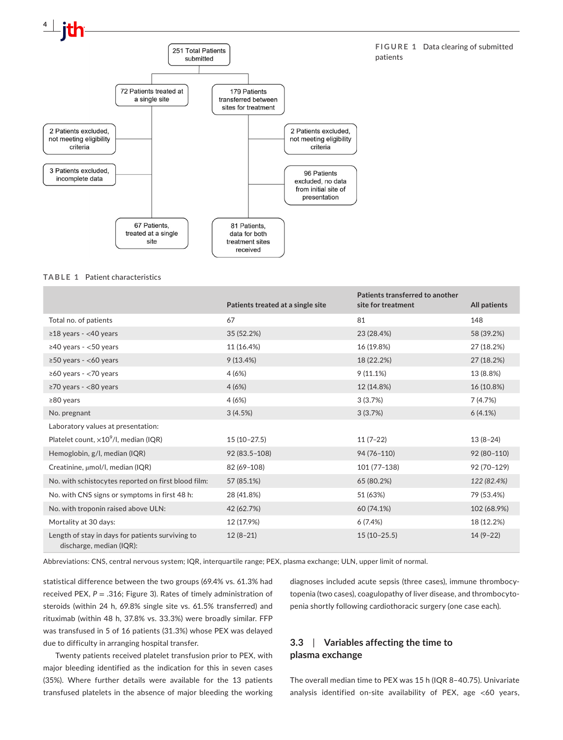251 Total Patients submitted

- 72 Patients treated at a single site
  - 2 Patients excluded, not meeting eligibility criteria
  - 3 Patients excluded, incomplete data
  - 67 Patients, treated at a single site
- 179 Patients transferred between sites for treatment
  - 2 Patients excluded, not meeting eligibility criteria
  - 96 Patients excluded, no data from initial site of presentation
  - 81 Patients, data for both treatment sites received

**FIGURE 1** Data clearing of submitted patients

**TABLE 1** Patient characteristics

| | Patients treated at a single site | Patients transferred to another site for treatment | All patients |
|---|---|---|---|
| Total no. of patients | 67 | 81 | 148 |
| ≥18 years - <40 years | 35 (52.2%) | 23 (28.4%) | 58 (39.2%) |
| ≥40 years - <50 years | 11 (16.4%) | 16 (19.8%) | 27 (18.2%) |
| ≥50 years - <60 years | 9 (13.4%) | 18 (22.2%) | 27 (18.2%) |
| ≥60 years - <70 years | 4 (6%) | 9 (11.1%) | 13 (8.8%) |
| ≥70 years - <80 years | 4 (6%) | 12 (14.8%) | 16 (10.8%) |
| ≥80 years | 4 (6%) | 3 (3.7%) | 7 (4.7%) |
| No. pregnant | 3 (4.5%) | 3 (3.7%) | 6 (4.1%) |
| Laboratory values at presentation: | | | |
| Platelet count, $\times10^9$/l, median (IQR) | 15 (10–27.5) | 11 (7–22) | 13 (8–24) |
| Hemoglobin, g/l, median (IQR) | 92 (83.5–108) | 94 (76–110) | 92 (80–110) |
| Creatinine, μmol/l, median (IQR) | 82 (69–108) | 101 (77–138) | 92 (70–129) |
| No. with schistocytes reported on first blood film: | 57 (85.1%) | 65 (80.2%) | *122 (82.4%)* |
| No. with CNS signs or symptoms in first 48 h: | 28 (41.8%) | 51 (63%) | 79 (53.4%) |
| No. with troponin raised above ULN: | 42 (62.7%) | 60 (74.1%) | 102 (68.9%) |
| Mortality at 30 days: | 12 (17.9%) | 6 (7.4%) | 18 (12.2%) |
| Length of stay in days for patients surviving to discharge, median (IQR): | 12 (8–21) | 15 (10–25.5) | 14 (9–22) |

Abbreviations: CNS, central nervous system; IQR, interquartile range; PEX, plasma exchange; ULN, upper limit of normal.

statistical difference between the two groups (69.4% vs. 61.3% had received PEX, $P = .316$; Figure 3). Rates of timely administration of steroids (within 24 h, 69.8% single site vs. 61.5% transferred) and rituximab (within 48 h, 37.8% vs. 33.3%) were broadly similar. FFP was transfused in 5 of 16 patients (31.3%) whose PEX was delayed due to difficulty in arranging hospital transfer.

Twenty patients received platelet transfusion prior to PEX, with major bleeding identified as the indication for this in seven cases (35%). Where further details were available for the 13 patients transfused platelets in the absence of major bleeding the working diagnoses included acute sepsis (three cases), immune thrombocytopenia (two cases), coagulopathy of liver disease, and thrombocytopenia shortly following cardiothoracic surgery (one case each).

### 3.3 | Variables affecting the time to plasma exchange

The overall median time to PEX was 15 h (IQR 8–40.75). Univariate analysis identified on-site availability of PEX, age <60 years,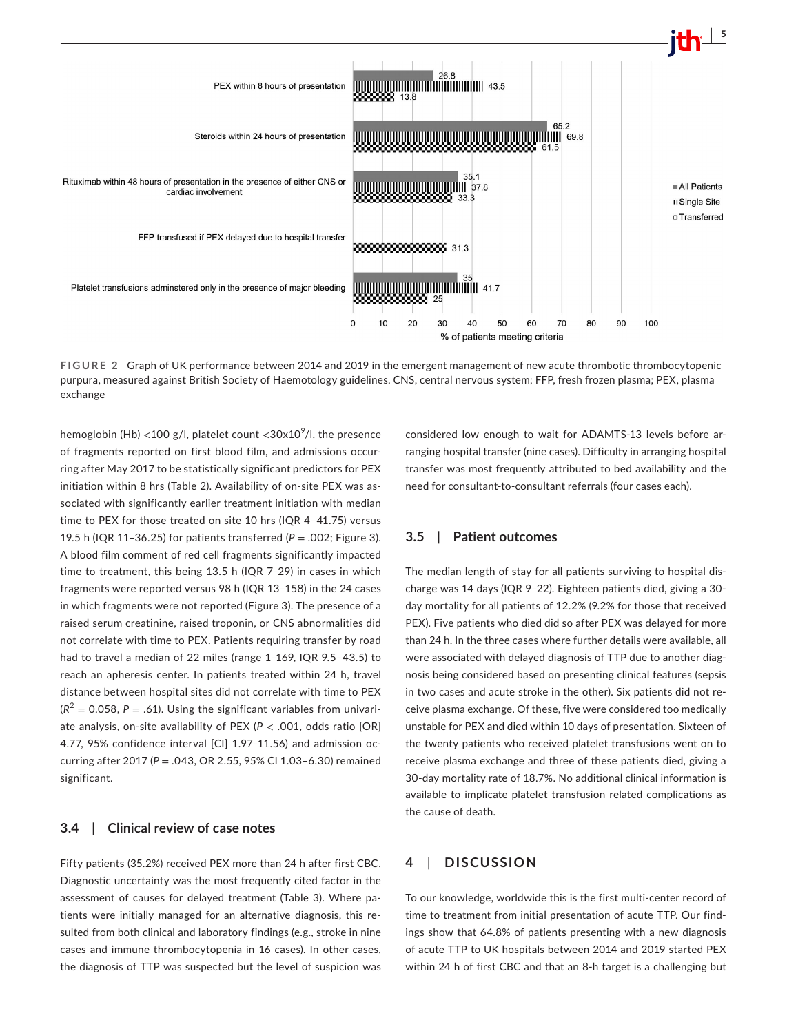FIGURE 2 Graph of UK performance between 2014 and 2019 in the emergent management of new acute thrombotic thrombocytopenic purpura, measured against British Society of Haematology guidelines. CNS, central nervous system; FFP, fresh frozen plasma; PEX, plasma exchange

hemoglobin (Hb) <100 g/l, platelet count <30x10$^9$/l, the presence of fragments reported on first blood film, and admissions occurring after May 2017 to be statistically significant predictors for PEX initiation within 8 hrs (Table 2). Availability of on-site PEX was associated with significantly earlier treatment initiation with median time to PEX for those treated on site 10 hrs (IQR 4–41.75) versus 19.5 h (IQR 11–36.25) for patients transferred ($P = .002$; Figure 3). A blood film comment of red cell fragments significantly impacted time to treatment, this being 13.5 h (IQR 7–29) in cases in which fragments were reported versus 98 h (IQR 13–158) in the 24 cases in which fragments were not reported (Figure 3). The presence of a raised serum creatinine, raised troponin, or CNS abnormalities did not correlate with time to PEX. Patients requiring transfer by road had to travel a median of 22 miles (range 1–169, IQR 9.5–43.5) to reach an apheresis center. In patients treated within 24 h, travel distance between hospital sites did not correlate with time to PEX ($R^2 = 0.058$, $P = .61$). Using the significant variables from univariate analysis, on-site availability of PEX ($P < .001$, odds ratio [OR] 4.77, 95% confidence interval [CI] 1.97–11.56) and admission occurring after 2017 ($P = .043$, OR 2.55, 95% CI 1.03–6.30) remained significant.

### 3.4 | Clinical review of case notes

Fifty patients (35.2%) received PEX more than 24 h after first CBC. Diagnostic uncertainty was the most frequently cited factor in the assessment of causes for delayed treatment (Table 3). Where patients were initially managed for an alternative diagnosis, this resulted from both clinical and laboratory findings (e.g., stroke in nine cases and immune thrombocytopenia in 16 cases). In other cases, the diagnosis of TTP was suspected but the level of suspicion was considered low enough to wait for ADAMTS-13 levels before arranging hospital transfer (nine cases). Difficulty in arranging hospital transfer was most frequently attributed to bed availability and the need for consultant-to-consultant referrals (four cases each).

### 3.5 | Patient outcomes

The median length of stay for all patients surviving to hospital discharge was 14 days (IQR 9–22). Eighteen patients died, giving a 30-day mortality for all patients of 12.2% (9.2% for those that received PEX). Five patients who died did so after PEX was delayed for more than 24 h. In the three cases where further details were available, all were associated with delayed diagnosis of TTP due to another diagnosis being considered based on presenting clinical features (sepsis in two cases and acute stroke in the other). Six patients did not receive plasma exchange. Of these, five were considered too medically unstable for PEX and died within 10 days of presentation. Sixteen of the twenty patients who received platelet transfusions went on to receive plasma exchange and three of these patients died, giving a 30-day mortality rate of 18.7%. No additional clinical information is available to implicate platelet transfusion related complications as the cause of death.

## 4 | DISCUSSION

To our knowledge, worldwide this is the first multi-center record of time to treatment from initial presentation of acute TTP. Our findings show that 64.8% of patients presenting with a new diagnosis of acute TTP to UK hospitals between 2014 and 2019 started PEX within 24 h of first CBC and that an 8-h target is a challenging but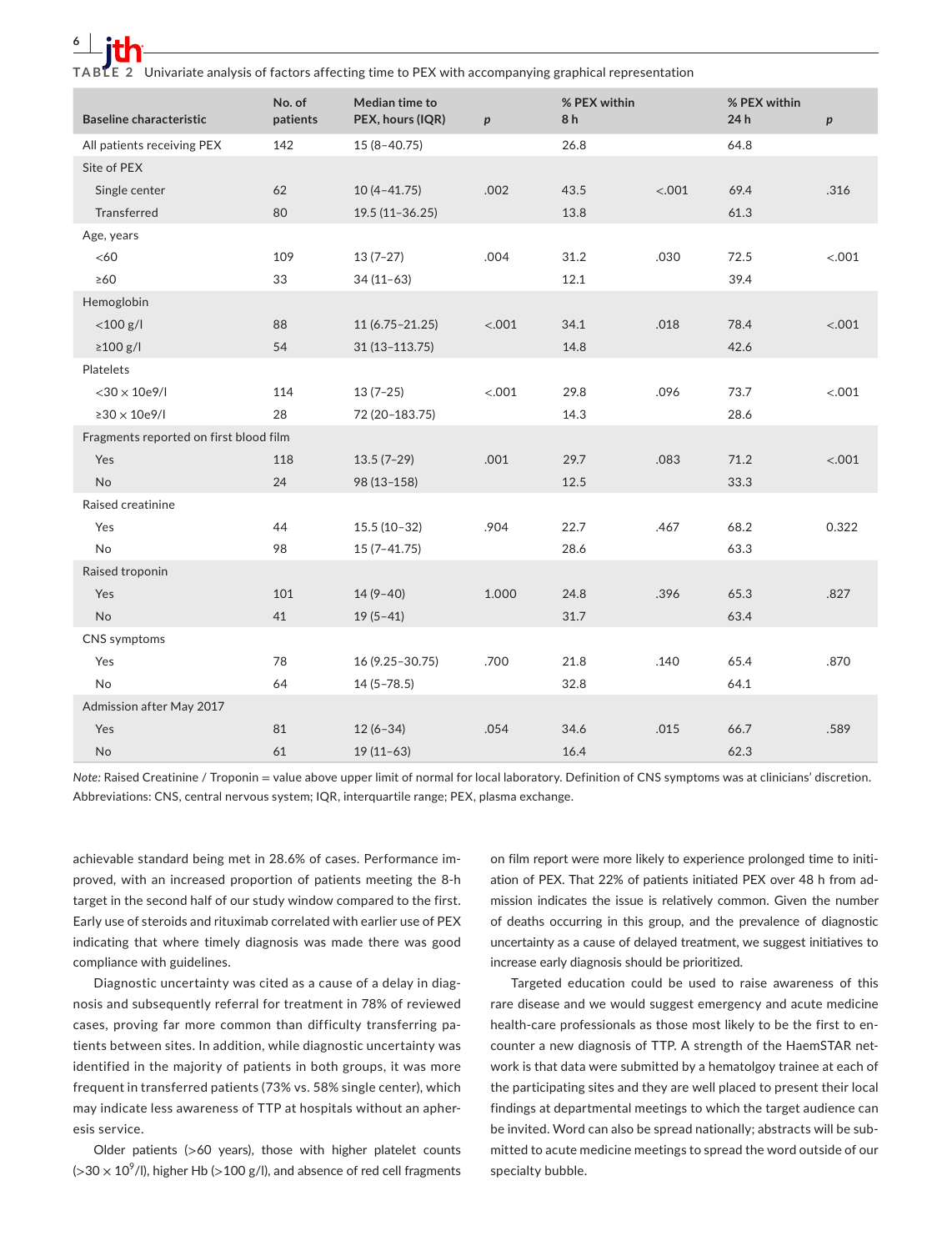**TABLE 2** Univariate analysis of factors affecting time to PEX with accompanying graphical representation

| Baseline characteristic | No. of patients | Median time to PEX, hours (IQR) | p | % PEX within 8 h | | % PEX within 24 h | p |
|---|---|---|---|---|---|---|---|
| All patients receiving PEX | 142 | 15 (8–40.75) | | 26.8 | | 64.8 | |
| Site of PEX | | | | | | | |
| Single center | 62 | 10 (4–41.75) | .002 | 43.5 | <.001 | 69.4 | .316 |
| Transferred | 80 | 19.5 (11–36.25) | | 13.8 | | 61.3 | |
| Age, years | | | | | | | |
| <60 | 109 | 13 (7–27) | .004 | 31.2 | .030 | 72.5 | <.001 |
| ≥60 | 33 | 34 (11–63) | | 12.1 | | 39.4 | |
| Hemoglobin | | | | | | | |
| <100 g/l | 88 | 11 (6.75–21.25) | <.001 | 34.1 | .018 | 78.4 | <.001 |
| ≥100 g/l | 54 | 31 (13–113.75) | | 14.8 | | 42.6 | |
| Platelets | | | | | | | |
| <30 × 10e9/l | 114 | 13 (7–25) | <.001 | 29.8 | .096 | 73.7 | <.001 |
| ≥30 × 10e9/l | 28 | 72 (20–183.75) | | 14.3 | | 28.6 | |
| Fragments reported on first blood film | | | | | | | |
| Yes | 118 | 13.5 (7–29) | .001 | 29.7 | .083 | 71.2 | <.001 |
| No | 24 | 98 (13–158) | | 12.5 | | 33.3 | |
| Raised creatinine | | | | | | | |
| Yes | 44 | 15.5 (10–32) | .904 | 22.7 | .467 | 68.2 | 0.322 |
| No | 98 | 15 (7–41.75) | | 28.6 | | 63.3 | |
| Raised troponin | | | | | | | |
| Yes | 101 | 14 (9–40) | 1.000 | 24.8 | .396 | 65.3 | .827 |
| No | 41 | 19 (5–41) | | 31.7 | | 63.4 | |
| CNS symptoms | | | | | | | |
| Yes | 78 | 16 (9.25–30.75) | .700 | 21.8 | .140 | 65.4 | .870 |
| No | 64 | 14 (5–78.5) | | 32.8 | | 64.1 | |
| Admission after May 2017 | | | | | | | |
| Yes | 81 | 12 (6–34) | .054 | 34.6 | .015 | 66.7 | .589 |
| No | 61 | 19 (11–63) | | 16.4 | | 62.3 | |

*Note:* Raised Creatinine / Troponin = value above upper limit of normal for local laboratory. Definition of CNS symptoms was at clinicians' discretion.
Abbreviations: CNS, central nervous system; IQR, interquartile range; PEX, plasma exchange.

achievable standard being met in 28.6% of cases. Performance improved, with an increased proportion of patients meeting the 8-h target in the second half of our study window compared to the first. Early use of steroids and rituximab correlated with earlier use of PEX indicating that where timely diagnosis was made there was good compliance with guidelines.

Diagnostic uncertainty was cited as a cause of a delay in diagnosis and subsequently referral for treatment in 78% of reviewed cases, proving far more common than difficulty transferring patients between sites. In addition, while diagnostic uncertainty was identified in the majority of patients in both groups, it was more frequent in transferred patients (73% vs. 58% single center), which may indicate less awareness of TTP at hospitals without an apheresis service.

Older patients (>60 years), those with higher platelet counts ($>30 \times 10^9$/l), higher Hb (>100 g/l), and absence of red cell fragments on film report were more likely to experience prolonged time to initiation of PEX. That 22% of patients initiated PEX over 48 h from admission indicates the issue is relatively common. Given the number of deaths occurring in this group, and the prevalence of diagnostic uncertainty as a cause of delayed treatment, we suggest initiatives to increase early diagnosis should be prioritized.

Targeted education could be used to raise awareness of this rare disease and we would suggest emergency and acute medicine health-care professionals as those most likely to be the first to encounter a new diagnosis of TTP. A strength of the HaemSTAR network is that data were submitted by a hematolgoy trainee at each of the participating sites and they are well placed to present their local findings at departmental meetings to which the target audience can be invited. Word can also be spread nationally; abstracts will be submitted to acute medicine meetings to spread the word outside of our specialty bubble.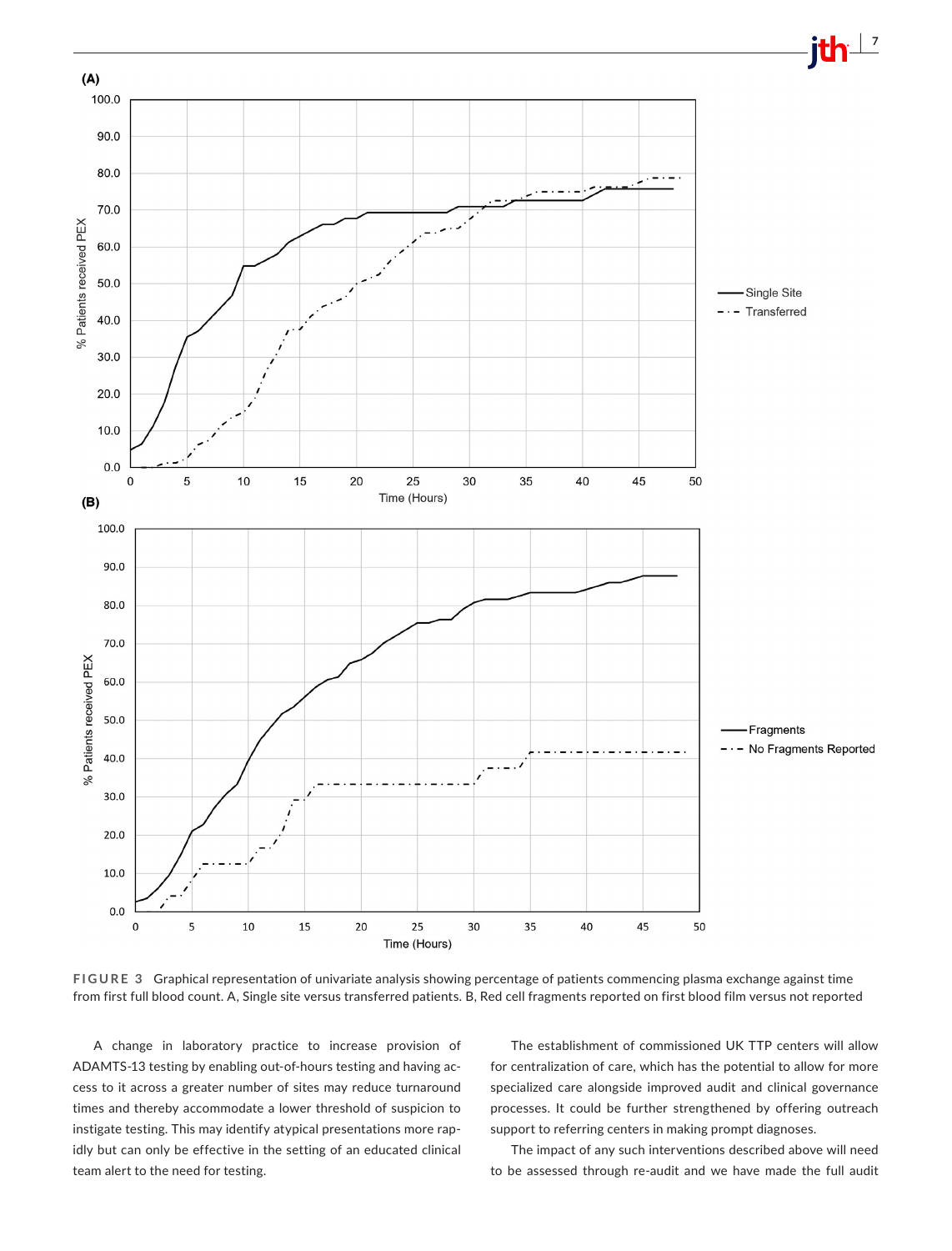FIGURE 3 Graphical representation of univariate analysis showing percentage of patients commencing plasma exchange against time from first full blood count. A, Single site versus transferred patients. B, Red cell fragments reported on first blood film versus not reported

A change in laboratory practice to increase provision of ADAMTS-13 testing by enabling out-of-hours testing and having access to it across a greater number of sites may reduce turnaround times and thereby accommodate a lower threshold of suspicion to instigate testing. This may identify atypical presentations more rapidly but can only be effective in the setting of an educated clinical team alert to the need for testing.

The establishment of commissioned UK TTP centers will allow for centralization of care, which has the potential to allow for more specialized care alongside improved audit and clinical governance processes. It could be further strengthened by offering outreach support to referring centers in making prompt diagnoses.

The impact of any such interventions described above will need to be assessed through re-audit and we have made the full audit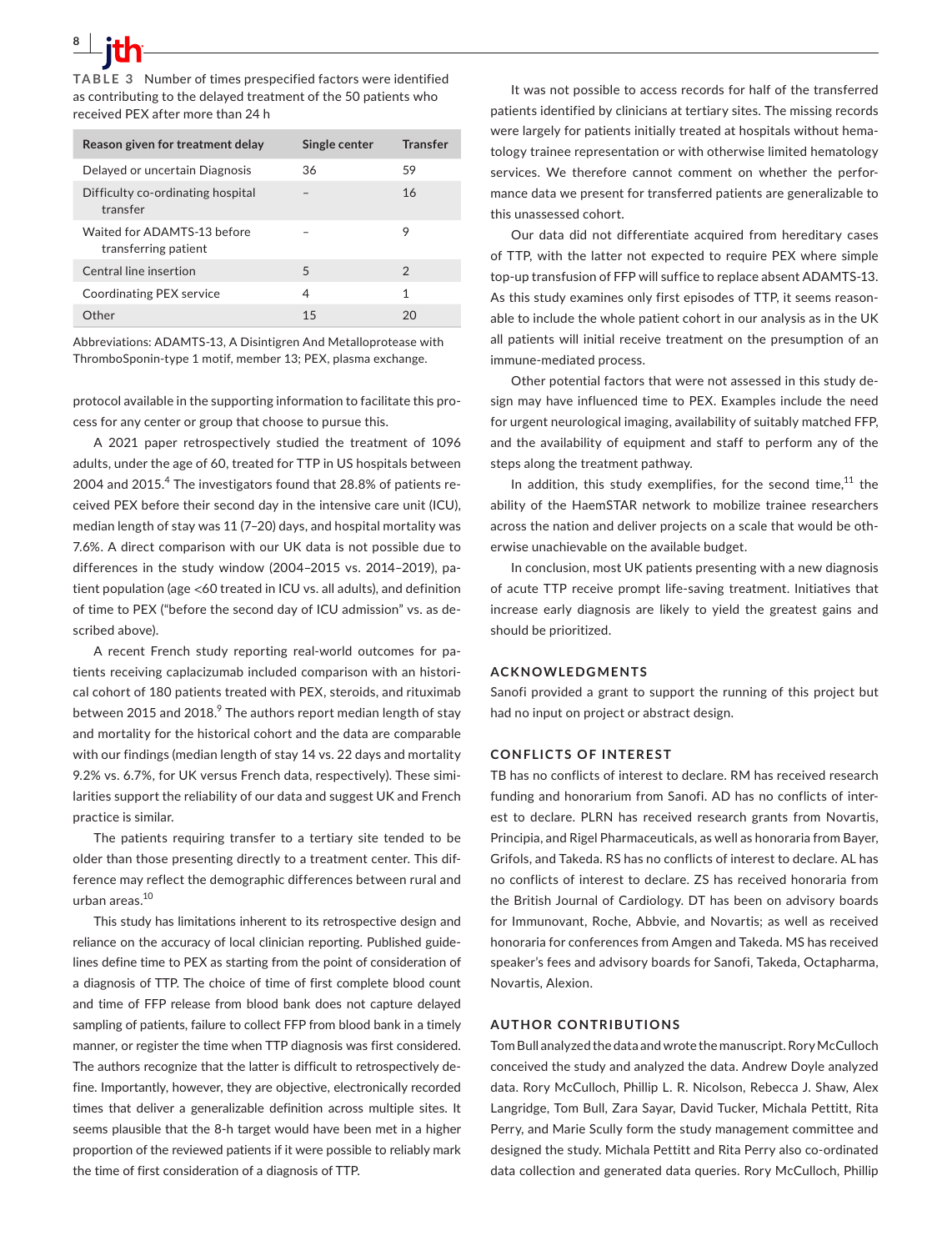**TABLE 3** Number of times prespecified factors were identified as contributing to the delayed treatment of the 50 patients who received PEX after more than 24 h

| Reason given for treatment delay | Single center | Transfer |
|---|---|---|
| Delayed or uncertain Diagnosis | 36 | 59 |
| Difficulty co-ordinating hospital transfer | – | 16 |
| Waited for ADAMTS-13 before transferring patient | – | 9 |
| Central line insertion | 5 | 2 |
| Coordinating PEX service | 4 | 1 |
| Other | 15 | 20 |

Abbreviations: ADAMTS-13, A Disintigren And Metalloprotease with ThromboSponin-type 1 motif, member 13; PEX, plasma exchange.

protocol available in the supporting information to facilitate this process for any center or group that choose to pursue this.

A 2021 paper retrospectively studied the treatment of 1096 adults, under the age of 60, treated for TTP in US hospitals between 2004 and 2015.[4] The investigators found that 28.8% of patients received PEX before their second day in the intensive care unit (ICU), median length of stay was 11 (7–20) days, and hospital mortality was 7.6%. A direct comparison with our UK data is not possible due to differences in the study window (2004–2015 vs. 2014–2019), patient population (age <60 treated in ICU vs. all adults), and definition of time to PEX ("before the second day of ICU admission" vs. as described above).

A recent French study reporting real-world outcomes for patients receiving caplacizumab included comparison with an historical cohort of 180 patients treated with PEX, steroids, and rituximab between 2015 and 2018.[9] The authors report median length of stay and mortality for the historical cohort and the data are comparable with our findings (median length of stay 14 vs. 22 days and mortality 9.2% vs. 6.7%, for UK versus French data, respectively). These similarities support the reliability of our data and suggest UK and French practice is similar.

The patients requiring transfer to a tertiary site tended to be older than those presenting directly to a treatment center. This difference may reflect the demographic differences between rural and urban areas.[10]

This study has limitations inherent to its retrospective design and reliance on the accuracy of local clinician reporting. Published guidelines define time to PEX as starting from the point of consideration of a diagnosis of TTP. The choice of time of first complete blood count and time of FFP release from blood bank does not capture delayed sampling of patients, failure to collect FFP from blood bank in a timely manner, or register the time when TTP diagnosis was first considered. The authors recognize that the latter is difficult to retrospectively define. Importantly, however, they are objective, electronically recorded times that deliver a generalizable definition across multiple sites. It seems plausible that the 8-h target would have been met in a higher proportion of the reviewed patients if it were possible to reliably mark the time of first consideration of a diagnosis of TTP.

It was not possible to access records for half of the transferred patients identified by clinicians at tertiary sites. The missing records were largely for patients initially treated at hospitals without hematology trainee representation or with otherwise limited hematology services. We therefore cannot comment on whether the performance data we present for transferred patients are generalizable to this unassessed cohort.

Our data did not differentiate acquired from hereditary cases of TTP, with the latter not expected to require PEX where simple top-up transfusion of FFP will suffice to replace absent ADAMTS-13. As this study examines only first episodes of TTP, it seems reasonable to include the whole patient cohort in our analysis as in the UK all patients will initial receive treatment on the presumption of an immune-mediated process.

Other potential factors that were not assessed in this study design may have influenced time to PEX. Examples include the need for urgent neurological imaging, availability of suitably matched FFP, and the availability of equipment and staff to perform any of the steps along the treatment pathway.

In addition, this study exemplifies, for the second time,[11] the ability of the HaemSTAR network to mobilize trainee researchers across the nation and deliver projects on a scale that would be otherwise unachievable on the available budget.

In conclusion, most UK patients presenting with a new diagnosis of acute TTP receive prompt life-saving treatment. Initiatives that increase early diagnosis are likely to yield the greatest gains and should be prioritized.

## ACKNOWLEDGMENTS

Sanofi provided a grant to support the running of this project but had no input on project or abstract design.

## CONFLICTS OF INTEREST

TB has no conflicts of interest to declare. RM has received research funding and honorarium from Sanofi. AD has no conflicts of interest to declare. PLRN has received research grants from Novartis, Principia, and Rigel Pharmaceuticals, as well as honoraria from Bayer, Grifols, and Takeda. RS has no conflicts of interest to declare. AL has no conflicts of interest to declare. ZS has received honoraria from the British Journal of Cardiology. DT has been on advisory boards for Immunovant, Roche, Abbvie, and Novartis; as well as received honoraria for conferences from Amgen and Takeda. MS has received speaker's fees and advisory boards for Sanofi, Takeda, Octapharma, Novartis, Alexion.

## AUTHOR CONTRIBUTIONS

Tom Bull analyzed the data and wrote the manuscript. Rory McCulloch conceived the study and analyzed the data. Andrew Doyle analyzed data. Rory McCulloch, Phillip L. R. Nicolson, Rebecca J. Shaw, Alex Langridge, Tom Bull, Zara Sayar, David Tucker, Michala Pettitt, Rita Perry, and Marie Scully form the study management committee and designed the study. Michala Pettitt and Rita Perry also co-ordinated data collection and generated data queries. Rory McCulloch, Phillip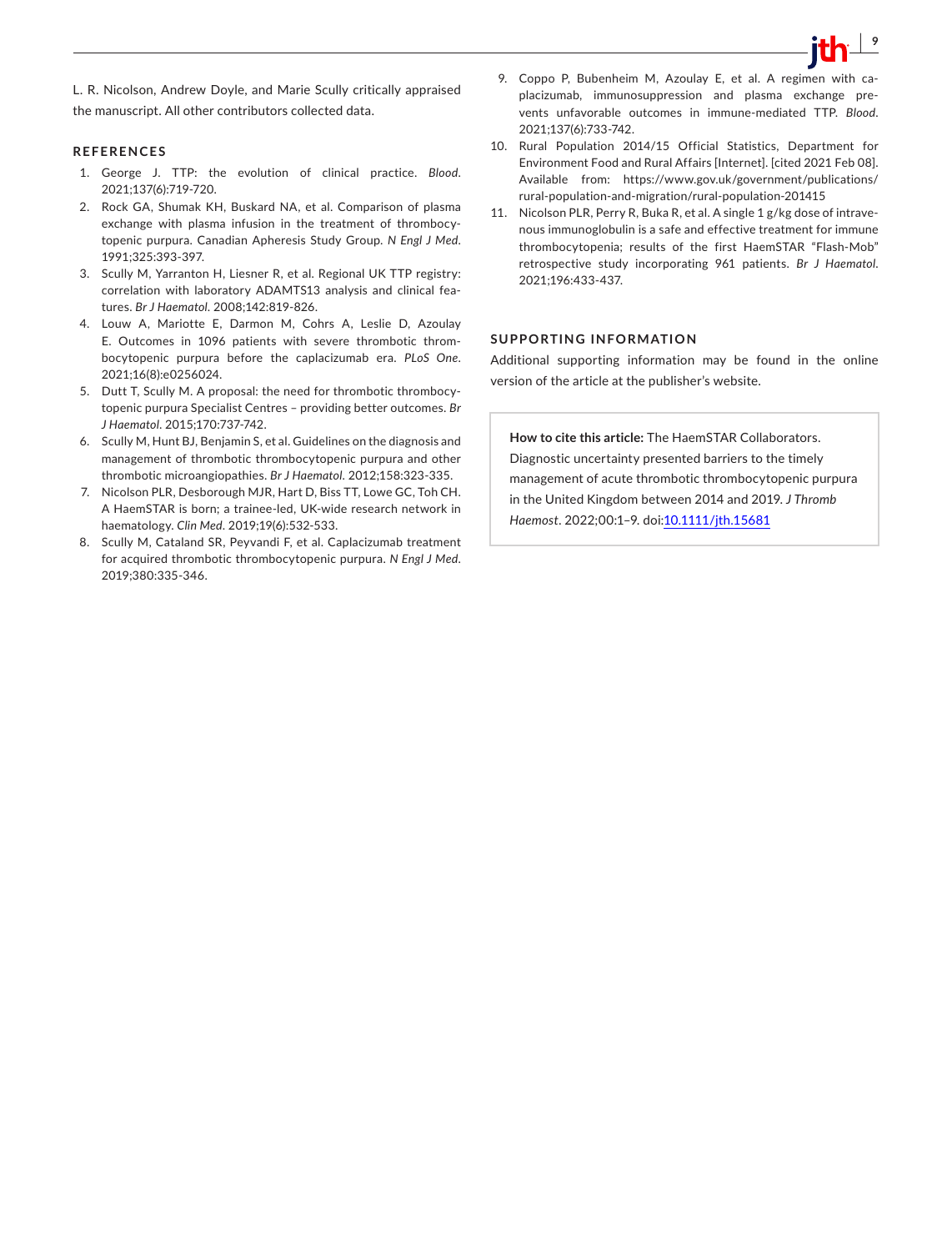L. R. Nicolson, Andrew Doyle, and Marie Scully critically appraised the manuscript. All other contributors collected data.

## REFERENCES

1. George J. TTP: the evolution of clinical practice. *Blood*. 2021;137(6):719-720.
2. Rock GA, Shumak KH, Buskard NA, et al. Comparison of plasma exchange with plasma infusion in the treatment of thrombocytopenic purpura. Canadian Apheresis Study Group. *N Engl J Med*. 1991;325:393-397.
3. Scully M, Yarranton H, Liesner R, et al. Regional UK TTP registry: correlation with laboratory ADAMTS13 analysis and clinical features. *Br J Haematol*. 2008;142:819-826.
4. Louw A, Mariotte E, Darmon M, Cohrs A, Leslie D, Azoulay E. Outcomes in 1096 patients with severe thrombotic thrombocytopenic purpura before the caplacizumab era. *PLoS One*. 2021;16(8):e0256024.
5. Dutt T, Scully M. A proposal: the need for thrombotic thrombocytopenic purpura Specialist Centres – providing better outcomes. *Br J Haematol*. 2015;170:737-742.
6. Scully M, Hunt BJ, Benjamin S, et al. Guidelines on the diagnosis and management of thrombotic thrombocytopenic purpura and other thrombotic microangiopathies. *Br J Haematol*. 2012;158:323-335.
7. Nicolson PLR, Desborough MJR, Hart D, Biss TT, Lowe GC, Toh CH. A HaemSTAR is born; a trainee-led, UK-wide research network in haematology. *Clin Med*. 2019;19(6):532-533.
8. Scully M, Cataland SR, Peyvandi F, et al. Caplacizumab treatment for acquired thrombotic thrombocytopenic purpura. *N Engl J Med*. 2019;380:335-346.
9. Coppo P, Bubenheim M, Azoulay E, et al. A regimen with caplacizumab, immunosuppression and plasma exchange prevents unfavorable outcomes in immune-mediated TTP. *Blood*. 2021;137(6):733-742.
10. Rural Population 2014/15 Official Statistics, Department for Environment Food and Rural Affairs [Internet]. [cited 2021 Feb 08]. Available from: https://www.gov.uk/government/publications/rural-population-and-migration/rural-population-201415
11. Nicolson PLR, Perry R, Buka R, et al. A single 1 g/kg dose of intravenous immunoglobulin is a safe and effective treatment for immune thrombocytopenia; results of the first HaemSTAR "Flash-Mob" retrospective study incorporating 961 patients. *Br J Haematol*. 2021;196:433-437.

## SUPPORTING INFORMATION

Additional supporting information may be found in the online version of the article at the publisher's website.

**How to cite this article:** The HaemSTAR Collaborators. Diagnostic uncertainty presented barriers to the timely management of acute thrombotic thrombocytopenic purpura in the United Kingdom between 2014 and 2019. *J Thromb Haemost*. 2022;00:1–9. doi:10.1111/jth.15681